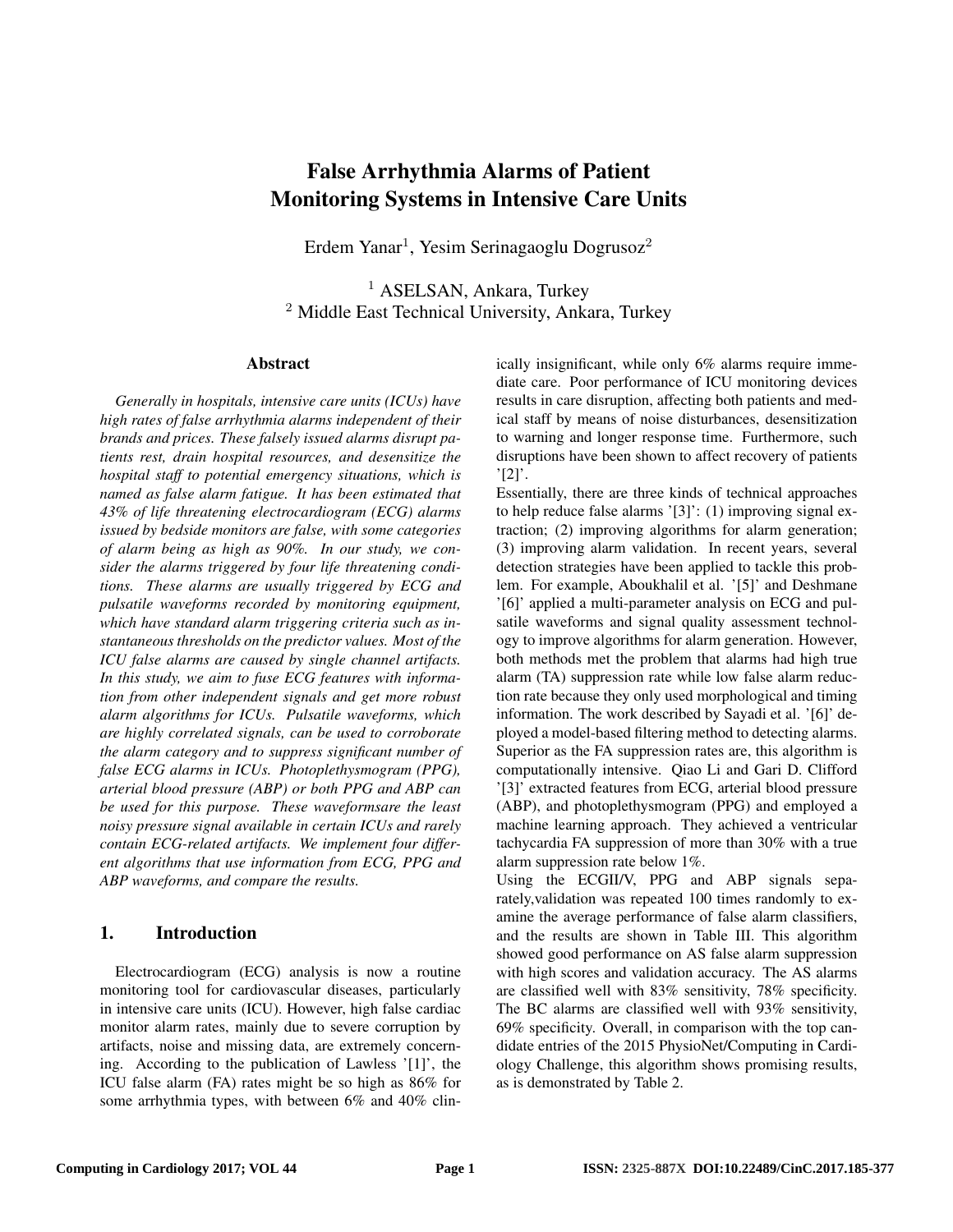# False Arrhythmia Alarms of Patient Monitoring Systems in Intensive Care Units

Erdem Yanar[1], Yesim Serinagaoglu Dogrusoz[2]

[1] ASELSAN, Ankara, Turkey
[2] Middle East Technical University, Ankara, Turkey

## Abstract

*Generally in hospitals, intensive care units (ICUs) have high rates of false arrhythmia alarms independent of their brands and prices. These falsely issued alarms disrupt patients rest, drain hospital resources, and desensitize the hospital staff to potential emergency situations, which is named as false alarm fatigue. It has been estimated that 43% of life threatening electrocardiogram (ECG) alarms issued by bedside monitors are false, with some categories of alarm being as high as 90%. In our study, we consider the alarms triggered by four life threatening conditions. These alarms are usually triggered by ECG and pulsatile waveforms recorded by monitoring equipment, which have standard alarm triggering criteria such as instantaneous thresholds on the predictor values. Most of the ICU false alarms are caused by single channel artifacts. In this study, we aim to fuse ECG features with information from other independent signals and get more robust alarm algorithms for ICUs. Pulsatile waveforms, which are highly correlated signals, can be used to corroborate the alarm category and to suppress significant number of false ECG alarms in ICUs. Photoplethysmogram (PPG), arterial blood pressure (ABP) or both PPG and ABP can be used for this purpose. These waveformsare the least noisy pressure signal available in certain ICUs and rarely contain ECG-related artifacts. We implement four different algorithms that use information from ECG, PPG and ABP waveforms, and compare the results.*

## 1. Introduction

Electrocardiogram (ECG) analysis is now a routine monitoring tool for cardiovascular diseases, particularly in intensive care units (ICU). However, high false cardiac monitor alarm rates, mainly due to severe corruption by artifacts, noise and missing data, are extremely concerning. According to the publication of Lawless '[1]', the ICU false alarm (FA) rates might be so high as 86% for some arrhythmia types, with between 6% and 40% clinically insignificant, while only 6% alarms require immediate care. Poor performance of ICU monitoring devices results in care disruption, affecting both patients and medical staff by means of noise disturbances, desensitization to warning and longer response time. Furthermore, such disruptions have been shown to affect recovery of patients '[2]'.

Essentially, there are three kinds of technical approaches to help reduce false alarms '[3]': (1) improving signal extraction; (2) improving algorithms for alarm generation; (3) improving alarm validation. In recent years, several detection strategies have been applied to tackle this problem. For example, Aboukhalil et al. '[5]' and Deshmane '[6]' applied a multi-parameter analysis on ECG and pulsatile waveforms and signal quality assessment technology to improve algorithms for alarm generation. However, both methods met the problem that alarms had high true alarm (TA) suppression rate while low false alarm reduction rate because they only used morphological and timing information. The work described by Sayadi et al. '[6]' deployed a model-based filtering method to detecting alarms. Superior as the FA suppression rates are, this algorithm is computationally intensive. Qiao Li and Gari D. Clifford '[3]' extracted features from ECG, arterial blood pressure (ABP), and photoplethysmogram (PPG) and employed a machine learning approach. They achieved a ventricular tachycardia FA suppression of more than 30% with a true alarm suppression rate below 1%.

Using the ECGII/V, PPG and ABP signals separately,validation was repeated 100 times randomly to examine the average performance of false alarm classifiers, and the results are shown in Table III. This algorithm showed good performance on AS false alarm suppression with high scores and validation accuracy. The AS alarms are classified well with 83% sensitivity, 78% specificity. The BC alarms are classified well with 93% sensitivity, 69% specificity. Overall, in comparison with the top candidate entries of the 2015 PhysioNet/Computing in Cardiology Challenge, this algorithm shows promising results, as is demonstrated by Table 2.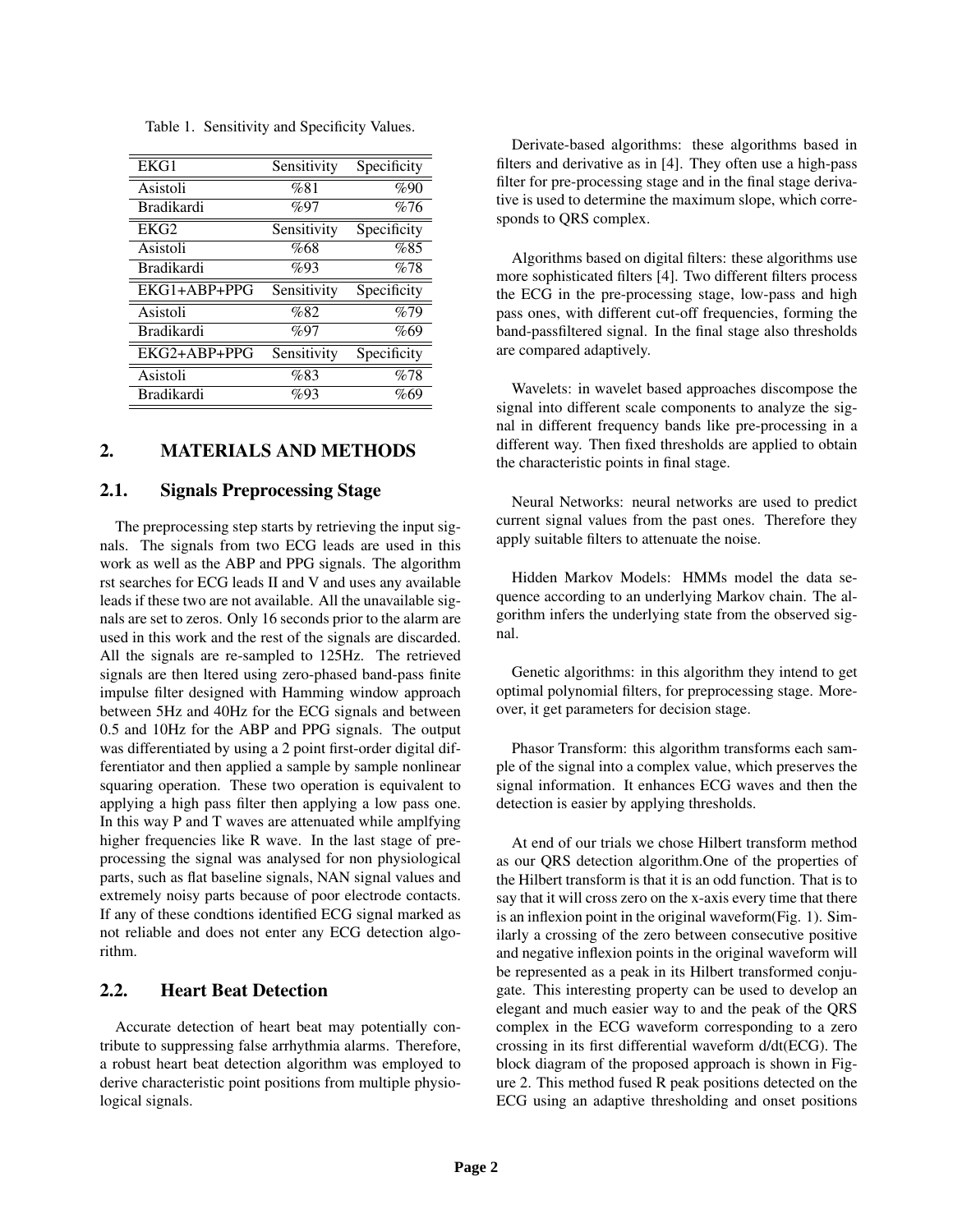Table 1. Sensitivity and Specificity Values.

| EKG1 | Sensitivity | Specificity |
|---|---|---|
| Asistoli | %81 | %90 |
| Bradikardi | %97 | %76 |
| EKG2 | Sensitivity | Specificity |
| Asistoli | %68 | %85 |
| Bradikardi | %93 | %78 |
| EKG1+ABP+PPG | Sensitivity | Specificity |
| Asistoli | %82 | %79 |
| Bradikardi | %97 | %69 |
| EKG2+ABP+PPG | Sensitivity | Specificity |
| Asistoli | %83 | %78 |
| Bradikardi | %93 | %69 |

## 2. MATERIALS AND METHODS

### 2.1. Signals Preprocessing Stage

The preprocessing step starts by retrieving the input signals. The signals from two ECG leads are used in this work as well as the ABP and PPG signals. The algorithm rst searches for ECG leads II and V and uses any available leads if these two are not available. All the unavailable signals are set to zeros. Only 16 seconds prior to the alarm are used in this work and the rest of the signals are discarded. All the signals are re-sampled to 125Hz. The retrieved signals are then ltered using zero-phased band-pass finite impulse filter designed with Hamming window approach between 5Hz and 40Hz for the ECG signals and between 0.5 and 10Hz for the ABP and PPG signals. The output was differentiated by using a 2 point first-order digital differentiator and then applied a sample by sample nonlinear squaring operation. These two operation is equivalent to applying a high pass filter then applying a low pass one. In this way P and T waves are attenuated while amplfying higher frequencies like R wave. In the last stage of preprocessing the signal was analysed for non physiological parts, such as flat baseline signals, NAN signal values and extremely noisy parts because of poor electrode contacts. If any of these condtions identified ECG signal marked as not reliable and does not enter any ECG detection algorithm.

### 2.2. Heart Beat Detection

Accurate detection of heart beat may potentially contribute to suppressing false arrhythmia alarms. Therefore, a robust heart beat detection algorithm was employed to derive characteristic point positions from multiple physiological signals.

Derivate-based algorithms: these algorithms based in filters and derivative as in [4]. They often use a high-pass filter for pre-processing stage and in the final stage derivative is used to determine the maximum slope, which corresponds to QRS complex.

Algorithms based on digital filters: these algorithms use more sophisticated filters [4]. Two different filters process the ECG in the pre-processing stage, low-pass and high pass ones, with different cut-off frequencies, forming the band-passfiltered signal. In the final stage also thresholds are compared adaptively.

Wavelets: in wavelet based approaches discompose the signal into different scale components to analyze the signal in different frequency bands like pre-processing in a different way. Then fixed thresholds are applied to obtain the characteristic points in final stage.

Neural Networks: neural networks are used to predict current signal values from the past ones. Therefore they apply suitable filters to attenuate the noise.

Hidden Markov Models: HMMs model the data sequence according to an underlying Markov chain. The algorithm infers the underlying state from the observed signal.

Genetic algorithms: in this algorithm they intend to get optimal polynomial filters, for preprocessing stage. Moreover, it get parameters for decision stage.

Phasor Transform: this algorithm transforms each sample of the signal into a complex value, which preserves the signal information. It enhances ECG waves and then the detection is easier by applying thresholds.

At end of our trials we chose Hilbert transform method as our QRS detection algorithm.One of the properties of the Hilbert transform is that it is an odd function. That is to say that it will cross zero on the x-axis every time that there is an inflexion point in the original waveform(Fig. 1). Similarly a crossing of the zero between consecutive positive and negative inflexion points in the original waveform will be represented as a peak in its Hilbert transformed conjugate. This interesting property can be used to develop an elegant and much easier way to and the peak of the QRS complex in the ECG waveform corresponding to a zero crossing in its first differential waveform d/dt(ECG). The block diagram of the proposed approach is shown in Figure 2. This method fused R peak positions detected on the ECG using an adaptive thresholding and onset positions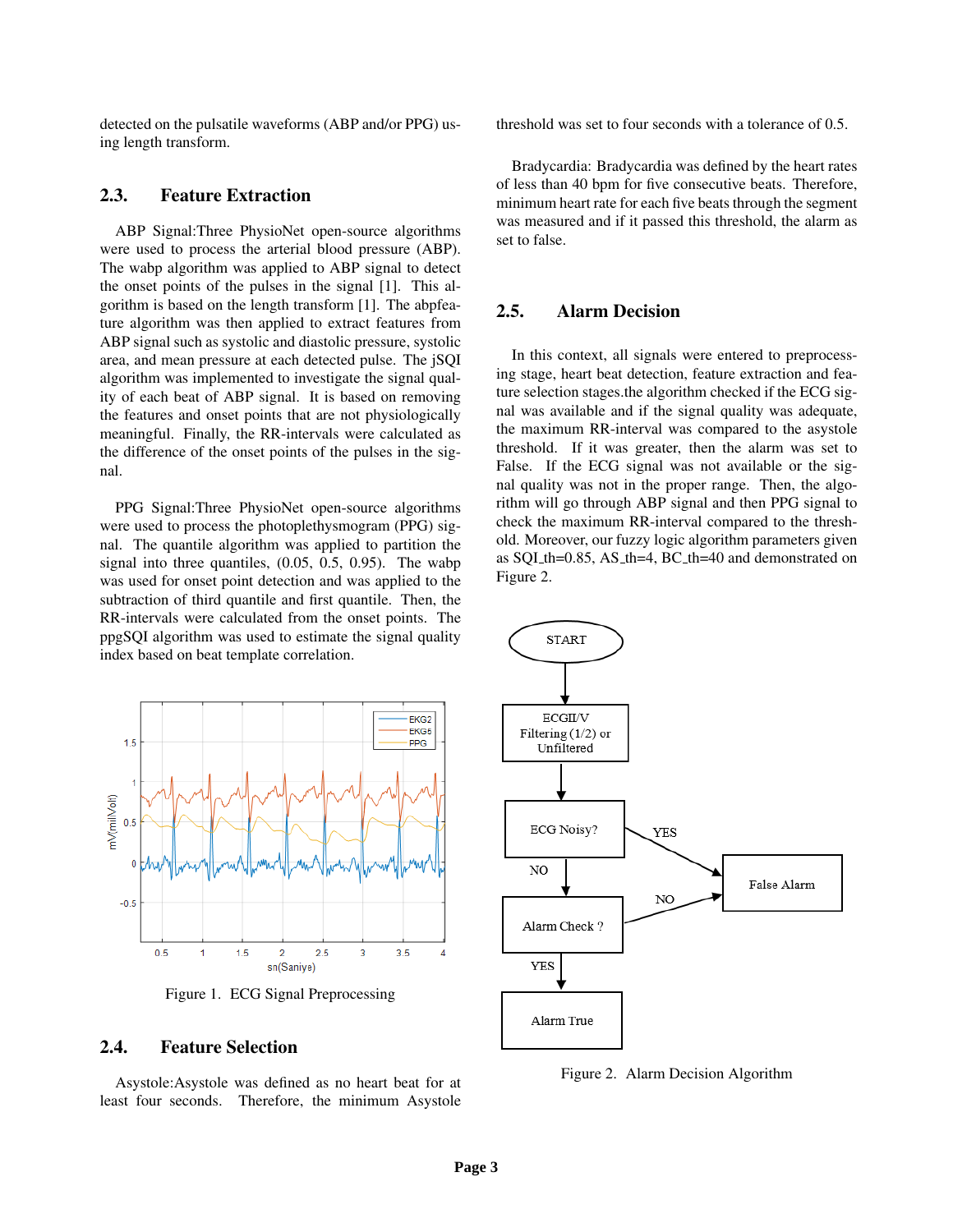detected on the pulsatile waveforms (ABP and/or PPG) using length transform.

## 2.3. Feature Extraction

ABP Signal:Three PhysioNet open-source algorithms were used to process the arterial blood pressure (ABP). The wabp algorithm was applied to ABP signal to detect the onset points of the pulses in the signal [1]. This algorithm is based on the length transform [1]. The abpfeature algorithm was then applied to extract features from ABP signal such as systolic and diastolic pressure, systolic area, and mean pressure at each detected pulse. The jSQI algorithm was implemented to investigate the signal quality of each beat of ABP signal. It is based on removing the features and onset points that are not physiologically meaningful. Finally, the RR-intervals were calculated as the difference of the onset points of the pulses in the signal.

PPG Signal:Three PhysioNet open-source algorithms were used to process the photoplethysmogram (PPG) signal. The quantile algorithm was applied to partition the signal into three quantiles, (0.05, 0.5, 0.95). The wabp was used for onset point detection and was applied to the subtraction of third quantile and first quantile. Then, the RR-intervals were calculated from the onset points. The ppgSQI algorithm was used to estimate the signal quality index based on beat template correlation.

Figure 1. ECG Signal Preprocessing

## 2.4. Feature Selection

Asystole:Asystole was defined as no heart beat for at least four seconds. Therefore, the minimum Asystole threshold was set to four seconds with a tolerance of 0.5.

Bradycardia: Bradycardia was defined by the heart rates of less than 40 bpm for five consecutive beats. Therefore, minimum heart rate for each five beats through the segment was measured and if it passed this threshold, the alarm as set to false.

## 2.5. Alarm Decision

In this context, all signals were entered to preprocessing stage, heart beat detection, feature extraction and feature selection stages.the algorithm checked if the ECG signal was available and if the signal quality was adequate, the maximum RR-interval was compared to the asystole threshold. If it was greater, then the alarm was set to False. If the ECG signal was not available or the signal quality was not in the proper range. Then, the algorithm will go through ABP signal and then PPG signal to check the maximum RR-interval compared to the threshold. Moreover, our fuzzy logic algorithm parameters given as SQI_th=0.85, AS_th=4, BC_th=40 and demonstrated on Figure 2.

Figure 2. Alarm Decision Algorithm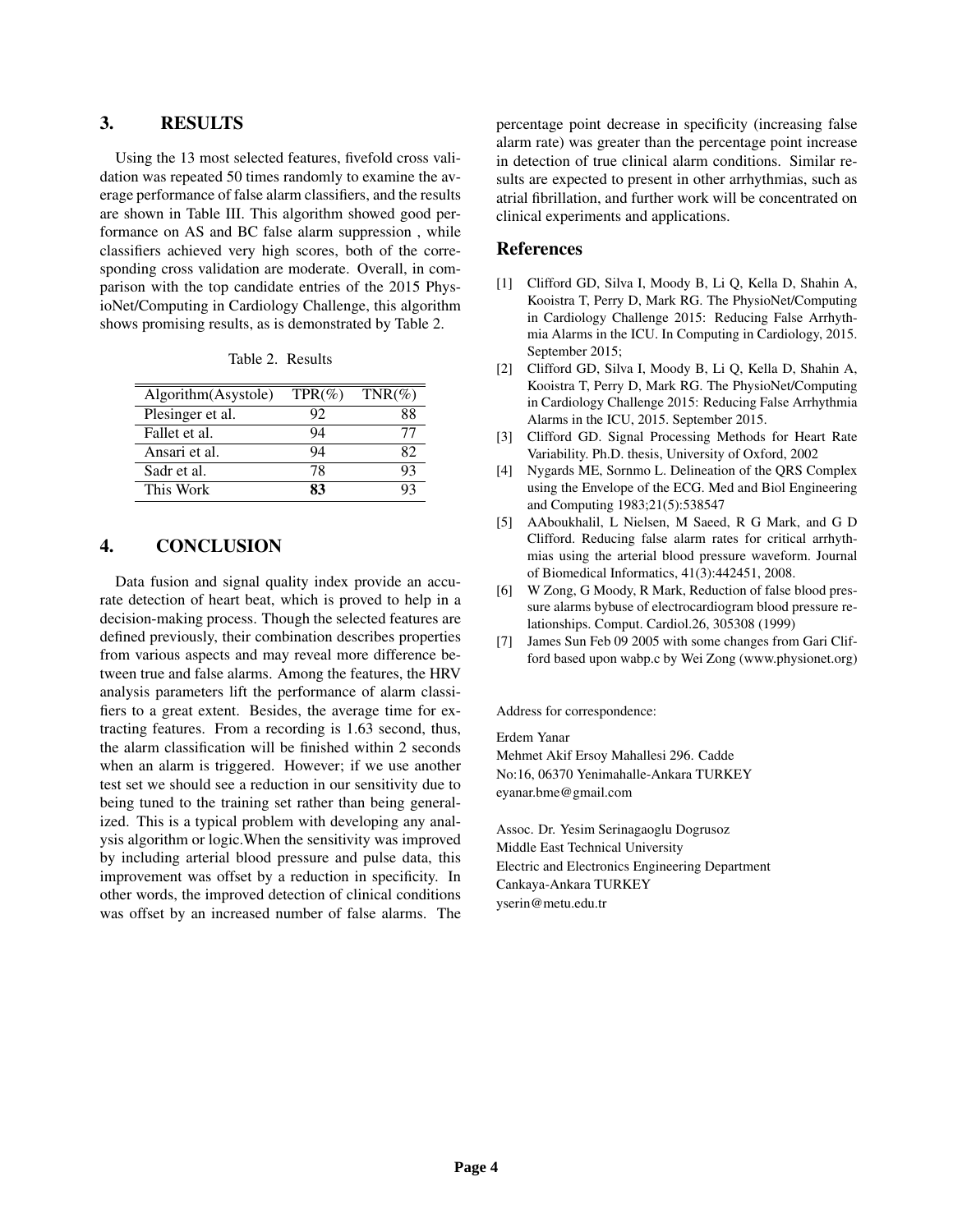## 3. RESULTS

Using the 13 most selected features, fivefold cross validation was repeated 50 times randomly to examine the average performance of false alarm classifiers, and the results are shown in Table III. This algorithm showed good performance on AS and BC false alarm suppression , while classifiers achieved very high scores, both of the corresponding cross validation are moderate. Overall, in comparison with the top candidate entries of the 2015 PhysioNet/Computing in Cardiology Challenge, this algorithm shows promising results, as is demonstrated by Table 2.

Table 2. Results

| Algorithm(Asystole) | TPR(%) | TNR(%) |
| --- | --- | --- |
| Plesinger et al. | 92 | 88 |
| Fallet et al. | 94 | 77 |
| Ansari et al. | 94 | 82 |
| Sadr et al. | 78 | 93 |
| This Work | **83** | 93 |

## 4. CONCLUSION

Data fusion and signal quality index provide an accurate detection of heart beat, which is proved to help in a decision-making process. Though the selected features are defined previously, their combination describes properties from various aspects and may reveal more difference between true and false alarms. Among the features, the HRV analysis parameters lift the performance of alarm classifiers to a great extent. Besides, the average time for extracting features. From a recording is 1.63 second, thus, the alarm classification will be finished within 2 seconds when an alarm is triggered. However; if we use another test set we should see a reduction in our sensitivity due to being tuned to the training set rather than being generalized. This is a typical problem with developing any analysis algorithm or logic.When the sensitivity was improved by including arterial blood pressure and pulse data, this improvement was offset by a reduction in specificity. In other words, the improved detection of clinical conditions was offset by an increased number of false alarms. The percentage point decrease in specificity (increasing false alarm rate) was greater than the percentage point increase in detection of true clinical alarm conditions. Similar results are expected to present in other arrhythmias, such as atrial fibrillation, and further work will be concentrated on clinical experiments and applications.

## References

[1] Clifford GD, Silva I, Moody B, Li Q, Kella D, Shahin A, Kooistra T, Perry D, Mark RG. The PhysioNet/Computing in Cardiology Challenge 2015: Reducing False Arrhythmia Alarms in the ICU. In Computing in Cardiology, 2015. September 2015;

[2] Clifford GD, Silva I, Moody B, Li Q, Kella D, Shahin A, Kooistra T, Perry D, Mark RG. The PhysioNet/Computing in Cardiology Challenge 2015: Reducing False Arrhythmia Alarms in the ICU, 2015. September 2015.

[3] Clifford GD. Signal Processing Methods for Heart Rate Variability. Ph.D. thesis, University of Oxford, 2002

[4] Nygards ME, Sornmo L. Delineation of the QRS Complex using the Envelope of the ECG. Med and Biol Engineering and Computing 1983;21(5):538547

[5] AAboukhalil, L Nielsen, M Saeed, R G Mark, and G D Clifford. Reducing false alarm rates for critical arrhythmias using the arterial blood pressure waveform. Journal of Biomedical Informatics, 41(3):442451, 2008.

[6] W Zong, G Moody, R Mark, Reduction of false blood pressure alarms bybuse of electrocardiogram blood pressure relationships. Comput. Cardiol.26, 305308 (1999)

[7] James Sun Feb 09 2005 with some changes from Gari Clifford based upon wabp.c by Wei Zong (www.physionet.org)

Address for correspondence:

Erdem Yanar
Mehmet Akif Ersoy Mahallesi 296. Cadde
No:16, 06370 Yenimahalle-Ankara TURKEY
eyanar.bme@gmail.com

Assoc. Dr. Yesim Serinagaoglu Dogrusoz
Middle East Technical University
Electric and Electronics Engineering Department
Cankaya-Ankara TURKEY
yserin@metu.edu.tr